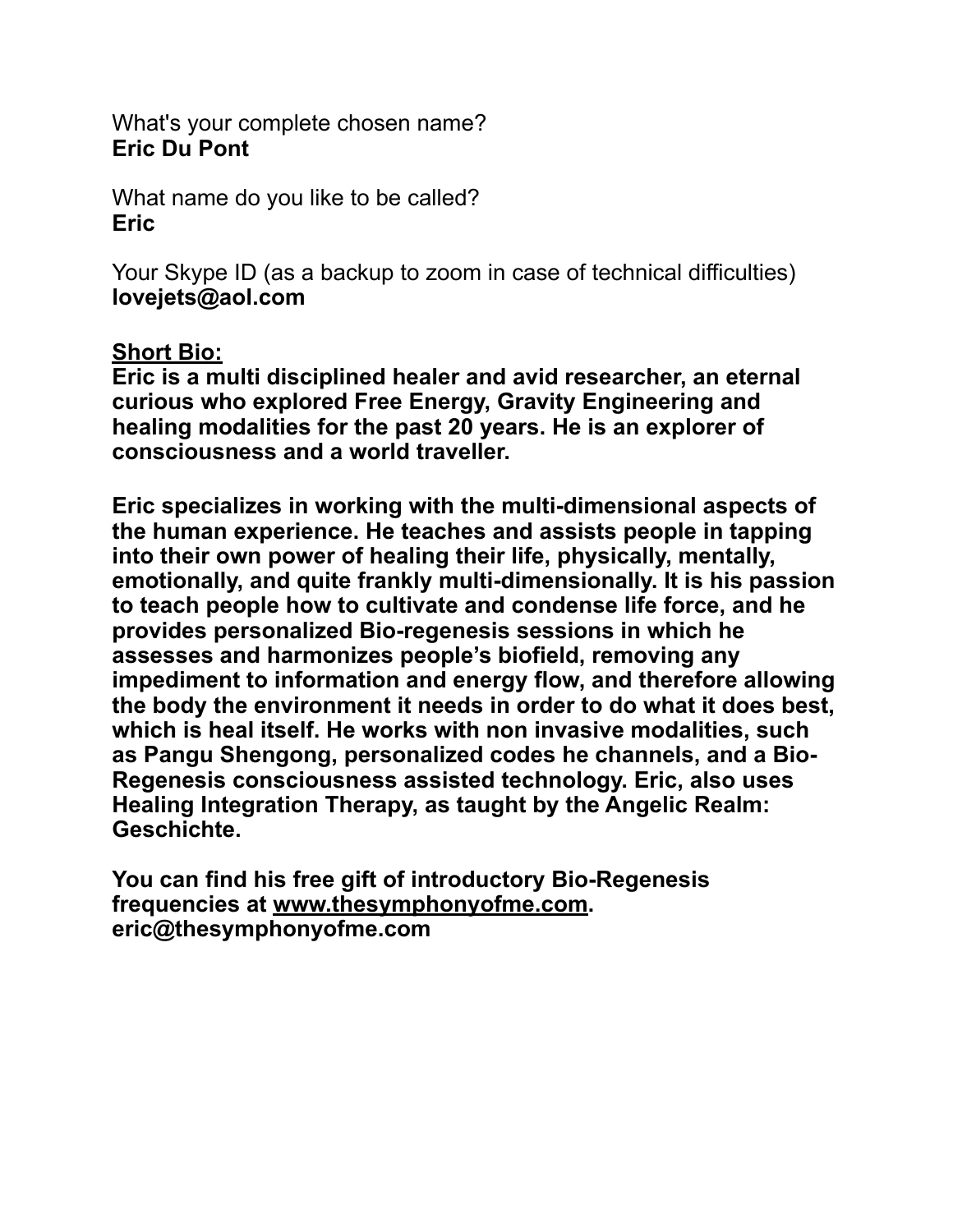What's your complete chosen name?
**Eric Du Pont**

What name do you like to be called?
**Eric**

Your Skype ID (as a backup to zoom in case of technical difficulties)
**lovejets@aol.com**

**Short Bio:**

**Eric is a multi disciplined healer and avid researcher, an eternal curious who explored Free Energy, Gravity Engineering and healing modalities for the past 20 years. He is an explorer of consciousness and a world traveller.**

**Eric specializes in working with the multi-dimensional aspects of the human experience. He teaches and assists people in tapping into their own power of healing their life, physically, mentally, emotionally, and quite frankly multi-dimensionally. It is his passion to teach people how to cultivate and condense life force, and he provides personalized Bio-regenesis sessions in which he assesses and harmonizes people's biofield, removing any impediment to information and energy flow, and therefore allowing the body the environment it needs in order to do what it does best, which is heal itself. He works with non invasive modalities, such as Pangu Shengong, personalized codes he channels, and a Bio-Regenesis consciousness assisted technology. Eric, also uses Healing Integration Therapy, as taught by the Angelic Realm: Geschichte.**

**You can find his free gift of introductory Bio-Regenesis frequencies at www.thesymphonyofme.com.**
**eric@thesymphonyofme.com**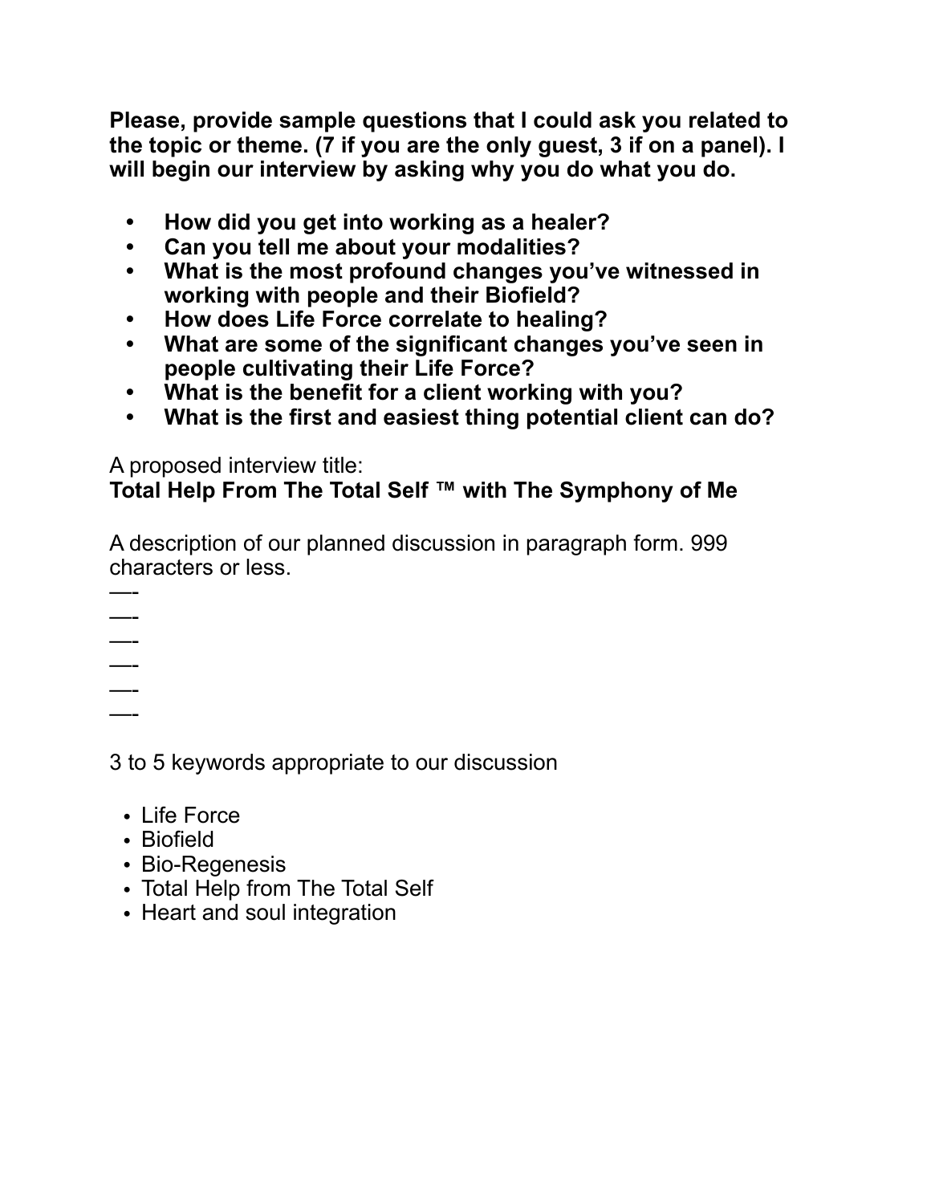**Please, provide sample questions that I could ask you related to the topic or theme. (7 if you are the only guest, 3 if on a panel). I will begin our interview by asking why you do what you do.**

- **How did you get into working as a healer?**
- **Can you tell me about your modalities?**
- **What is the most profound changes you've witnessed in working with people and their Biofield?**
- **How does Life Force correlate to healing?**
- **What are some of the significant changes you've seen in people cultivating their Life Force?**
- **What is the benefit for a client working with you?**
- **What is the first and easiest thing potential client can do?**

A proposed interview title:
**Total Help From The Total Self ™ with The Symphony of Me**

A description of our planned discussion in paragraph form. 999 characters or less.

—-
—-
—-
—-
—-
—-

3 to 5 keywords appropriate to our discussion

- Life Force
- Biofield
- Bio-Regenesis
- Total Help from The Total Self
- Heart and soul integration